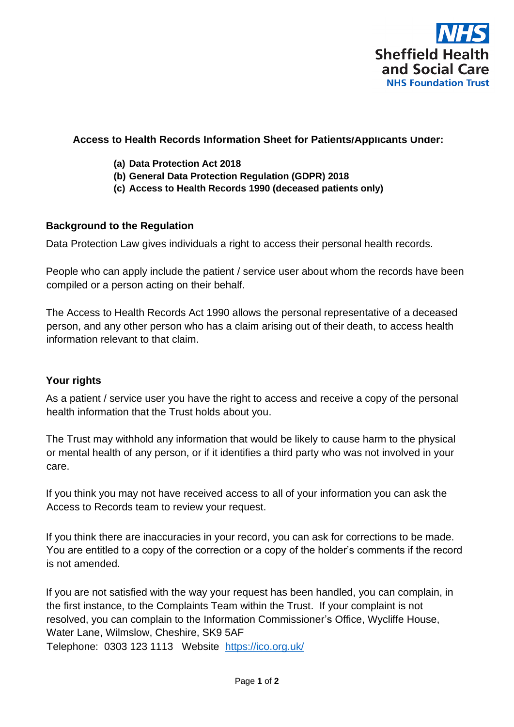**NHS**
**Sheffield Health and Social Care**
**NHS Foundation Trust**

**Access to Health Records Information Sheet for Patients/Applicants Under:**

- **(a) Data Protection Act 2018**
- **(b) General Data Protection Regulation (GDPR) 2018**
- **(c) Access to Health Records 1990 (deceased patients only)**

## Background to the Regulation

Data Protection Law gives individuals a right to access their personal health records.

People who can apply include the patient / service user about whom the records have been compiled or a person acting on their behalf.

The Access to Health Records Act 1990 allows the personal representative of a deceased person, and any other person who has a claim arising out of their death, to access health information relevant to that claim.

## Your rights

As a patient / service user you have the right to access and receive a copy of the personal health information that the Trust holds about you.

The Trust may withhold any information that would be likely to cause harm to the physical or mental health of any person, or if it identifies a third party who was not involved in your care.

If you think you may not have received access to all of your information you can ask the Access to Records team to review your request.

If you think there are inaccuracies in your record, you can ask for corrections to be made. You are entitled to a copy of the correction or a copy of the holder's comments if the record is not amended.

If you are not satisfied with the way your request has been handled, you can complain, in the first instance, to the Complaints Team within the Trust. If your complaint is not resolved, you can complain to the Information Commissioner's Office, Wycliffe House, Water Lane, Wilmslow, Cheshire, SK9 5AF
Telephone: 0303 123 1113 Website https://ico.org.uk/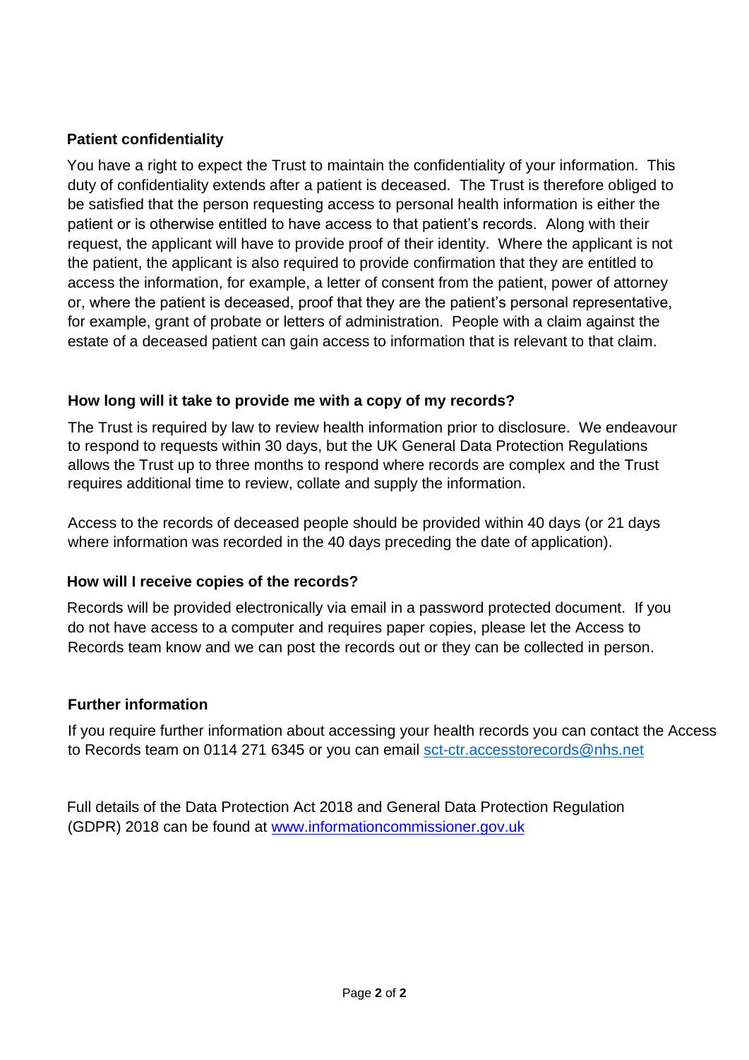## Patient confidentiality

You have a right to expect the Trust to maintain the confidentiality of your information. This duty of confidentiality extends after a patient is deceased. The Trust is therefore obliged to be satisfied that the person requesting access to personal health information is either the patient or is otherwise entitled to have access to that patient's records. Along with their request, the applicant will have to provide proof of their identity. Where the applicant is not the patient, the applicant is also required to provide confirmation that they are entitled to access the information, for example, a letter of consent from the patient, power of attorney or, where the patient is deceased, proof that they are the patient's personal representative, for example, grant of probate or letters of administration. People with a claim against the estate of a deceased patient can gain access to information that is relevant to that claim.

## How long will it take to provide me with a copy of my records?

The Trust is required by law to review health information prior to disclosure. We endeavour to respond to requests within 30 days, but the UK General Data Protection Regulations allows the Trust up to three months to respond where records are complex and the Trust requires additional time to review, collate and supply the information.

Access to the records of deceased people should be provided within 40 days (or 21 days where information was recorded in the 40 days preceding the date of application).

## How will I receive copies of the records?

Records will be provided electronically via email in a password protected document. If you do not have access to a computer and requires paper copies, please let the Access to Records team know and we can post the records out or they can be collected in person.

## Further information

If you require further information about accessing your health records you can contact the Access to Records team on 0114 271 6345 or you can email [sct-ctr.accesstorecords@nhs.net](mailto:sct-ctr.accesstorecords@nhs.net)

Full details of the Data Protection Act 2018 and General Data Protection Regulation (GDPR) 2018 can be found at [www.informationcommissioner.gov.uk](http://www.informationcommissioner.gov.uk)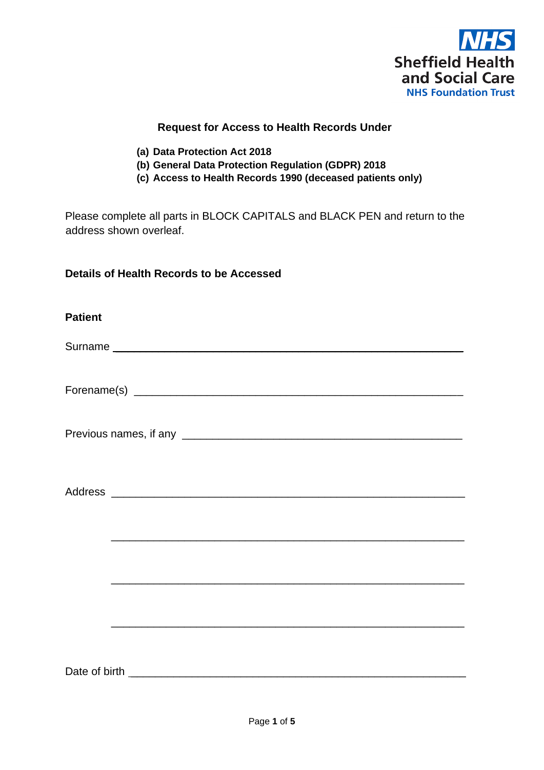NHS
Sheffield Health and Social Care
NHS Foundation Trust

## Request for Access to Health Records Under

**(a) Data Protection Act 2018**
**(b) General Data Protection Regulation (GDPR) 2018**
**(c) Access to Health Records 1990 (deceased patients only)**

Please complete all parts in BLOCK CAPITALS and BLACK PEN and return to the address shown overleaf.

### Details of Health Records to be Accessed

**Patient**

Surname ______________________________________________

Forename(s) ______________________________________________

Previous names, if any ______________________________________________

Address ______________________________________________

______________________________________________

______________________________________________

______________________________________________

Date of birth ______________________________________________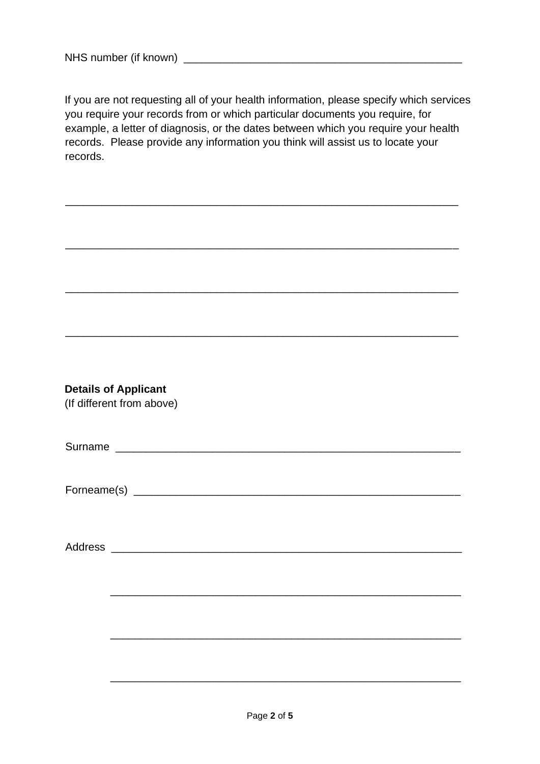NHS number (if known) _______________________________________________

If you are not requesting all of your health information, please specify which services you require your records from or which particular documents you require, for example, a letter of diagnosis, or the dates between which you require your health records. Please provide any information you think will assist us to locate your records.

_________________________________________________________________

_________________________________________________________________

_________________________________________________________________

_________________________________________________________________

**Details of Applicant**
(If different from above)

Surname _________________________________________________________

Forneame(s) _____________________________________________________

Address _________________________________________________________

_________________________________________________________

_________________________________________________________

_________________________________________________________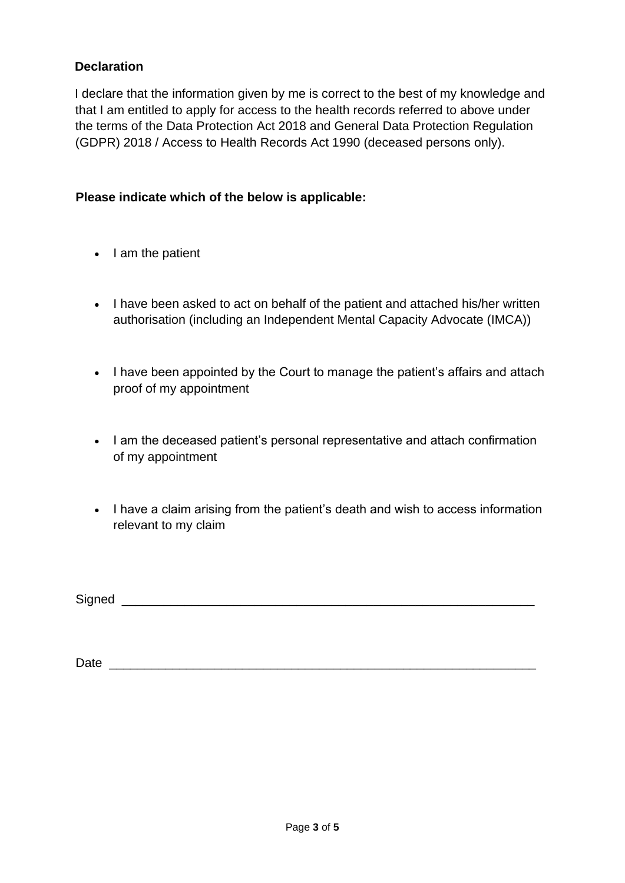**Declaration**

I declare that the information given by me is correct to the best of my knowledge and that I am entitled to apply for access to the health records referred to above under the terms of the Data Protection Act 2018 and General Data Protection Regulation (GDPR) 2018 / Access to Health Records Act 1990 (deceased persons only).

**Please indicate which of the below is applicable:**

- I am the patient
- I have been asked to act on behalf of the patient and attached his/her written authorisation (including an Independent Mental Capacity Advocate (IMCA))
- I have been appointed by the Court to manage the patient's affairs and attach proof of my appointment
- I am the deceased patient's personal representative and attach confirmation of my appointment
- I have a claim arising from the patient's death and wish to access information relevant to my claim

Signed ___________________________________________________________

Date _____________________________________________________________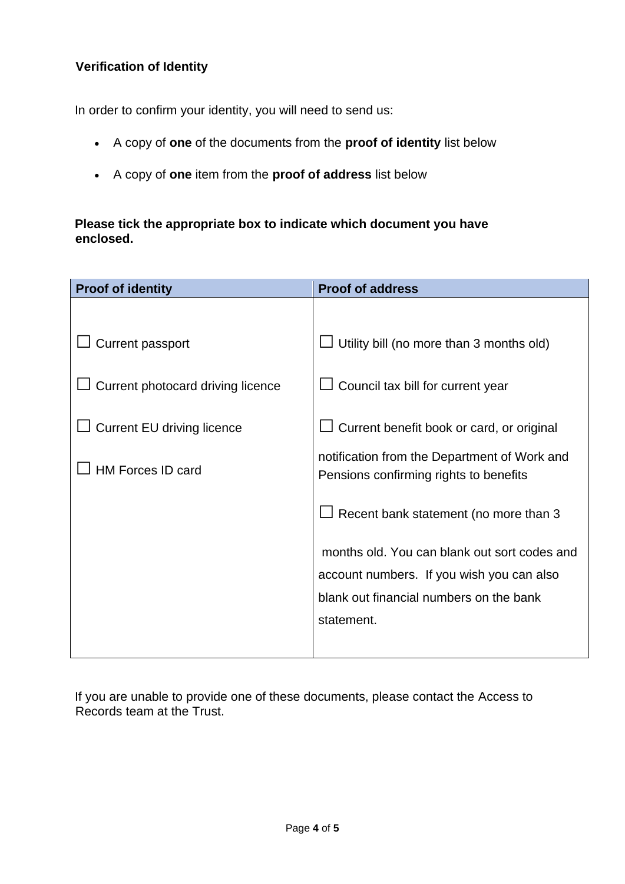## Verification of Identity

In order to confirm your identity, you will need to send us:

- A copy of **one** of the documents from the **proof of identity** list below
- A copy of **one** item from the **proof of address** list below

**Please tick the appropriate box to indicate which document you have enclosed.**

| Proof of identity | Proof of address |
|---|---|
| ☐ Current passport | ☐ Utility bill (no more than 3 months old) |
| ☐ Current photocard driving licence | ☐ Council tax bill for current year |
| ☐ Current EU driving licence | ☐ Current benefit book or card, or original notification from the Department of Work and Pensions confirming rights to benefits |
| ☐ HM Forces ID card | ☐ Recent bank statement (no more than 3 months old. You can blank out sort codes and account numbers. If you wish you can also blank out financial numbers on the bank statement. |

If you are unable to provide one of these documents, please contact the Access to Records team at the Trust.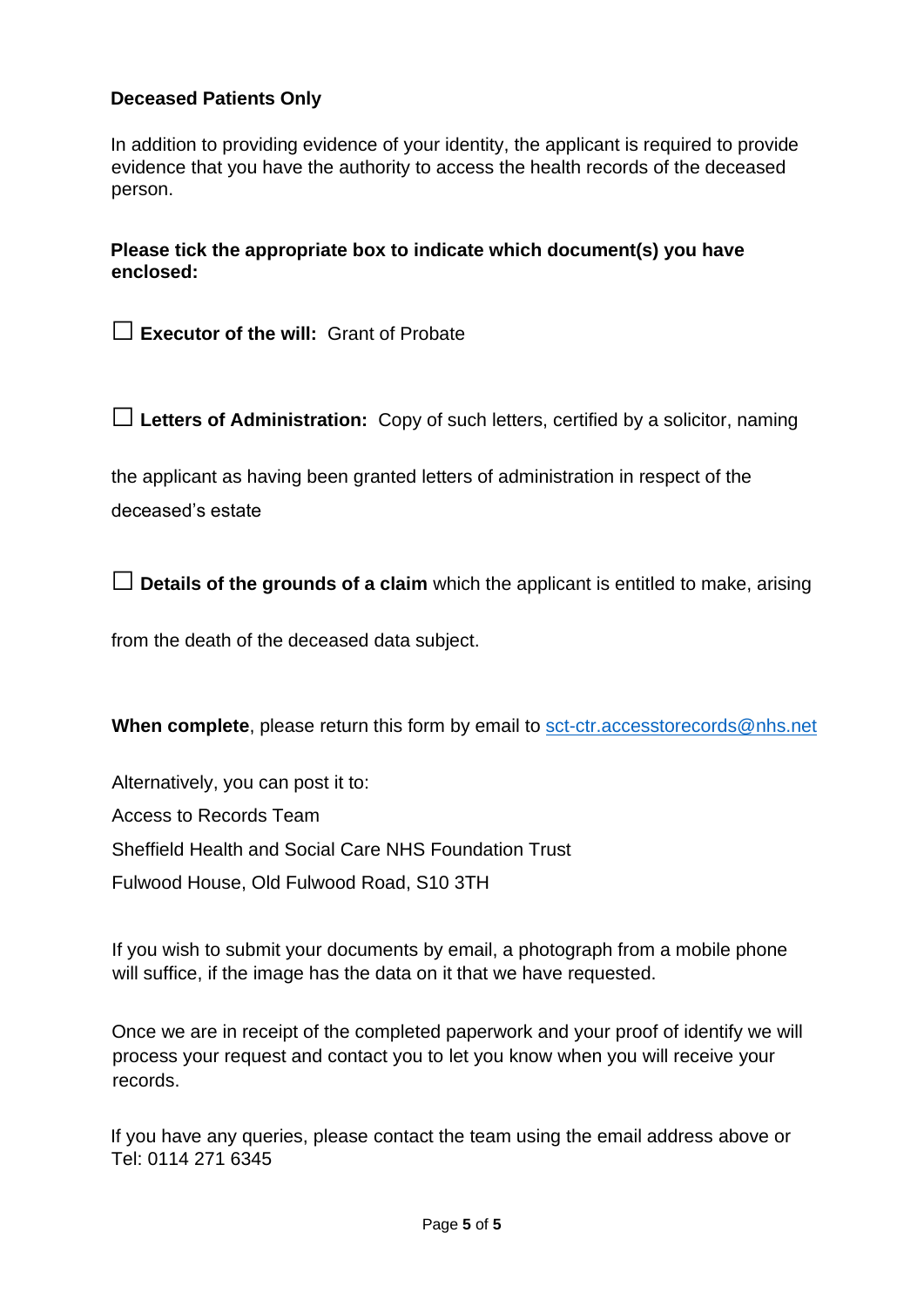**Deceased Patients Only**

In addition to providing evidence of your identity, the applicant is required to provide evidence that you have the authority to access the health records of the deceased person.

**Please tick the appropriate box to indicate which document(s) you have enclosed:**

☐ **Executor of the will:** Grant of Probate

☐ **Letters of Administration:** Copy of such letters, certified by a solicitor, naming the applicant as having been granted letters of administration in respect of the deceased's estate

☐ **Details of the grounds of a claim** which the applicant is entitled to make, arising from the death of the deceased data subject.

**When complete**, please return this form by email to sct-ctr.accesstorecords@nhs.net

Alternatively, you can post it to:
Access to Records Team
Sheffield Health and Social Care NHS Foundation Trust
Fulwood House, Old Fulwood Road, S10 3TH

If you wish to submit your documents by email, a photograph from a mobile phone will suffice, if the image has the data on it that we have requested.

Once we are in receipt of the completed paperwork and your proof of identify we will process your request and contact you to let you know when you will receive your records.

If you have any queries, please contact the team using the email address above or Tel: 0114 271 6345